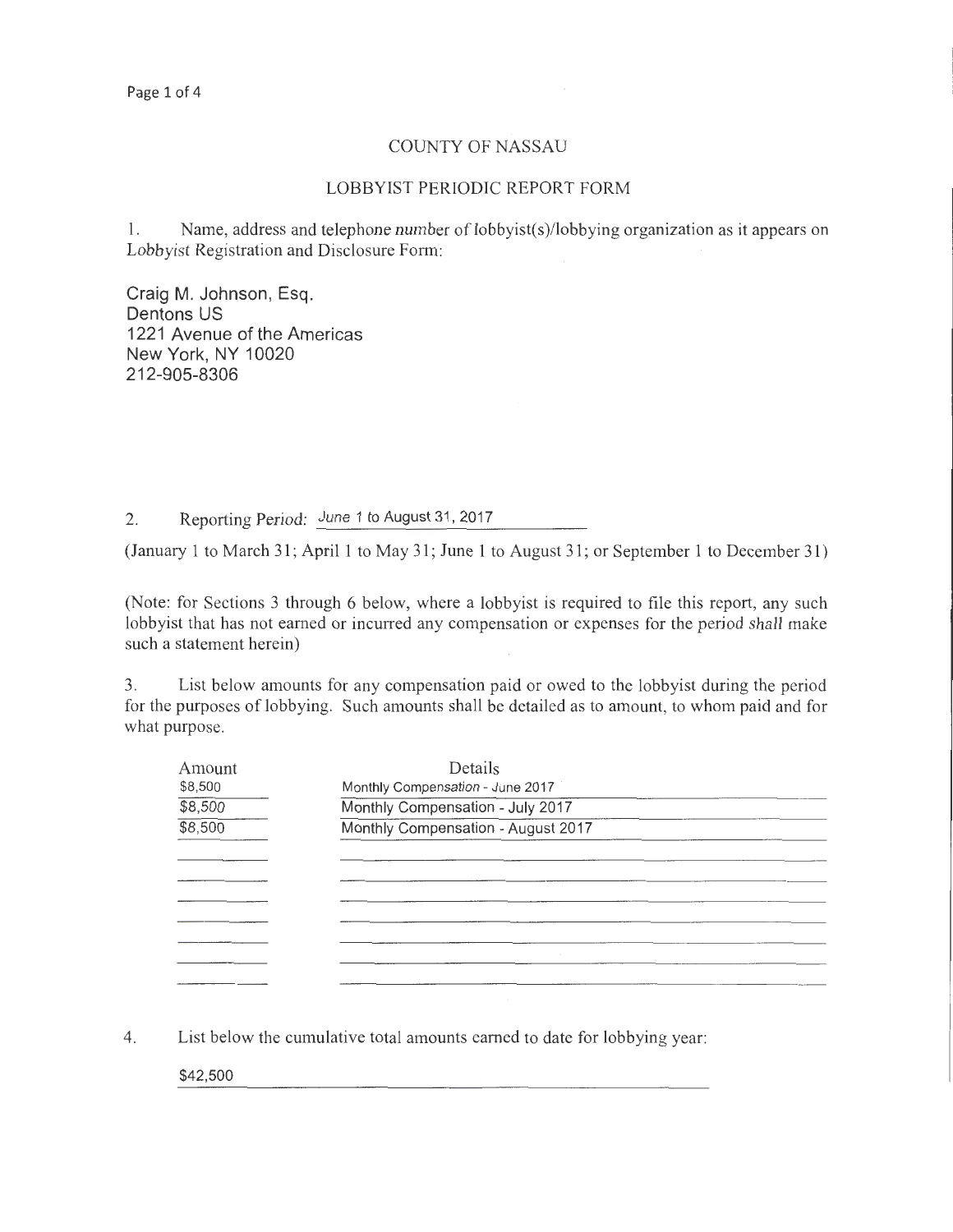# COUNTY OF NASSAU

## LOBBYIST PERIODIC REPORT FORM

1. Name, address and telephone number of lobbyist(s)/lobbying organization as it appears on Lobbyist Registration and Disclosure Form:

Craig M. Johnson, Esq.
Dentons US
1221 Avenue of the Americas
New York, NY 10020
212-905-8306

2. Reporting Period: June 1 to August 31, 2017

(January 1 to March 31; April 1 to May 31; June 1 to August 31; or September 1 to December 31)

(Note: for Sections 3 through 6 below, where a lobbyist is required to file this report, any such lobbyist that has not earned or incurred any compensation or expenses for the period shall make such a statement herein)

3. List below amounts for any compensation paid or owed to the lobbyist during the period for the purposes of lobbying. Such amounts shall be detailed as to amount, to whom paid and for what purpose.

| Amount | Details |
|---|---|
| $8,500 | Monthly Compensation - June 2017 |
| $8,500 | Monthly Compensation - July 2017 |
| $8,500 | Monthly Compensation - August 2017 |

4. List below the cumulative total amounts earned to date for lobbying year:

$42,500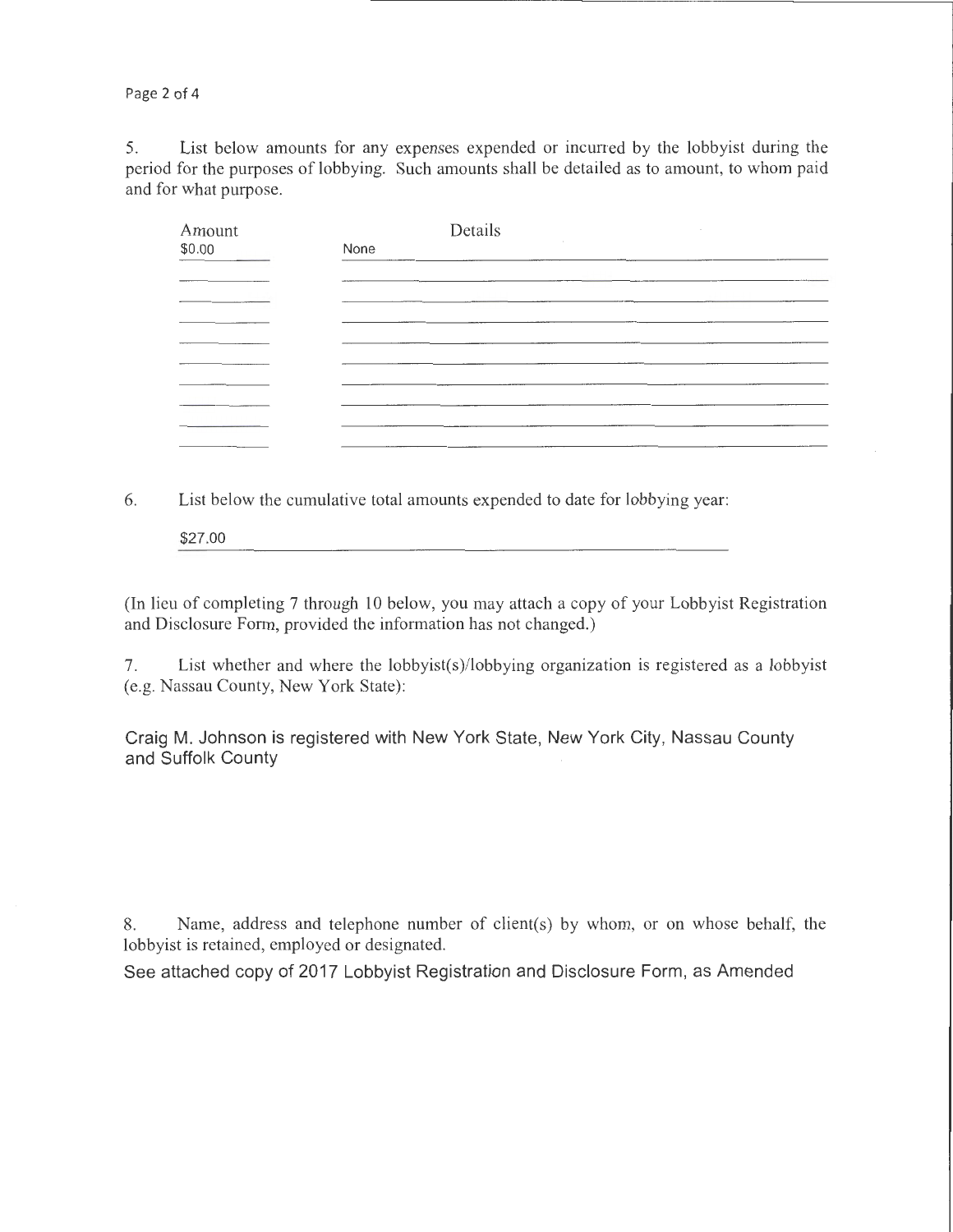5. List below amounts for any expenses expended or incurred by the lobbyist during the period for the purposes of lobbying. Such amounts shall be detailed as to amount, to whom paid and for what purpose.

| Amount | Details |
| --- | --- |
| $0.00 | None |

6. List below the cumulative total amounts expended to date for lobbying year:

$27.00

(In lieu of completing 7 through 10 below, you may attach a copy of your Lobbyist Registration and Disclosure Form, provided the information has not changed.)

7. List whether and where the lobbyist(s)/lobbying organization is registered as a lobbyist (e.g. Nassau County, New York State):

Craig M. Johnson is registered with New York State, New York City, Nassau County and Suffolk County

8. Name, address and telephone number of client(s) by whom, or on whose behalf, the lobbyist is retained, employed or designated.

See attached copy of 2017 Lobbyist Registration and Disclosure Form, as Amended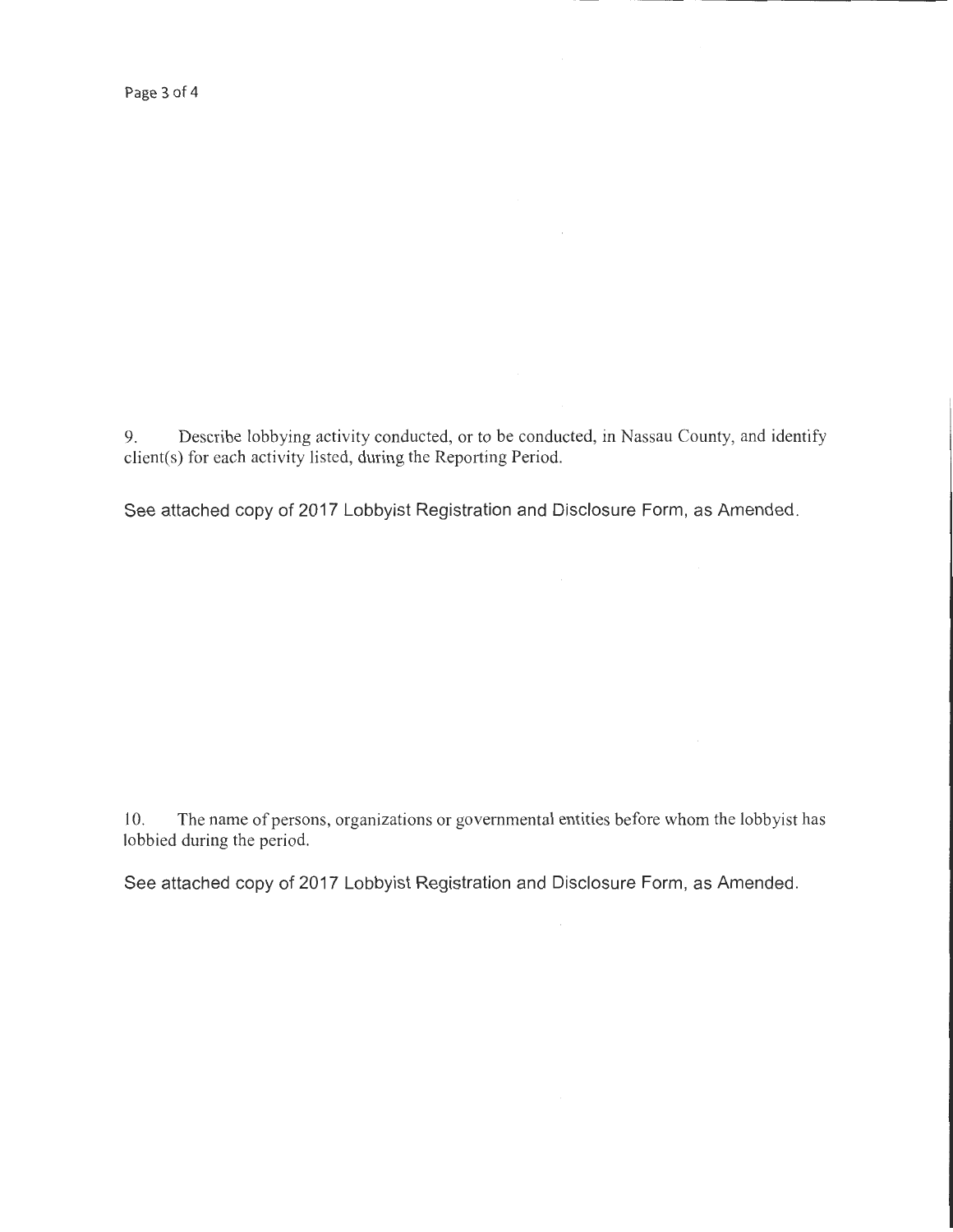9. Describe lobbying activity conducted, or to be conducted, in Nassau County, and identify client(s) for each activity listed, during the Reporting Period.

See attached copy of 2017 Lobbyist Registration and Disclosure Form, as Amended.

10. The name of persons, organizations or governmental entities before whom the lobbyist has lobbied during the period.

See attached copy of 2017 Lobbyist Registration and Disclosure Form, as Amended.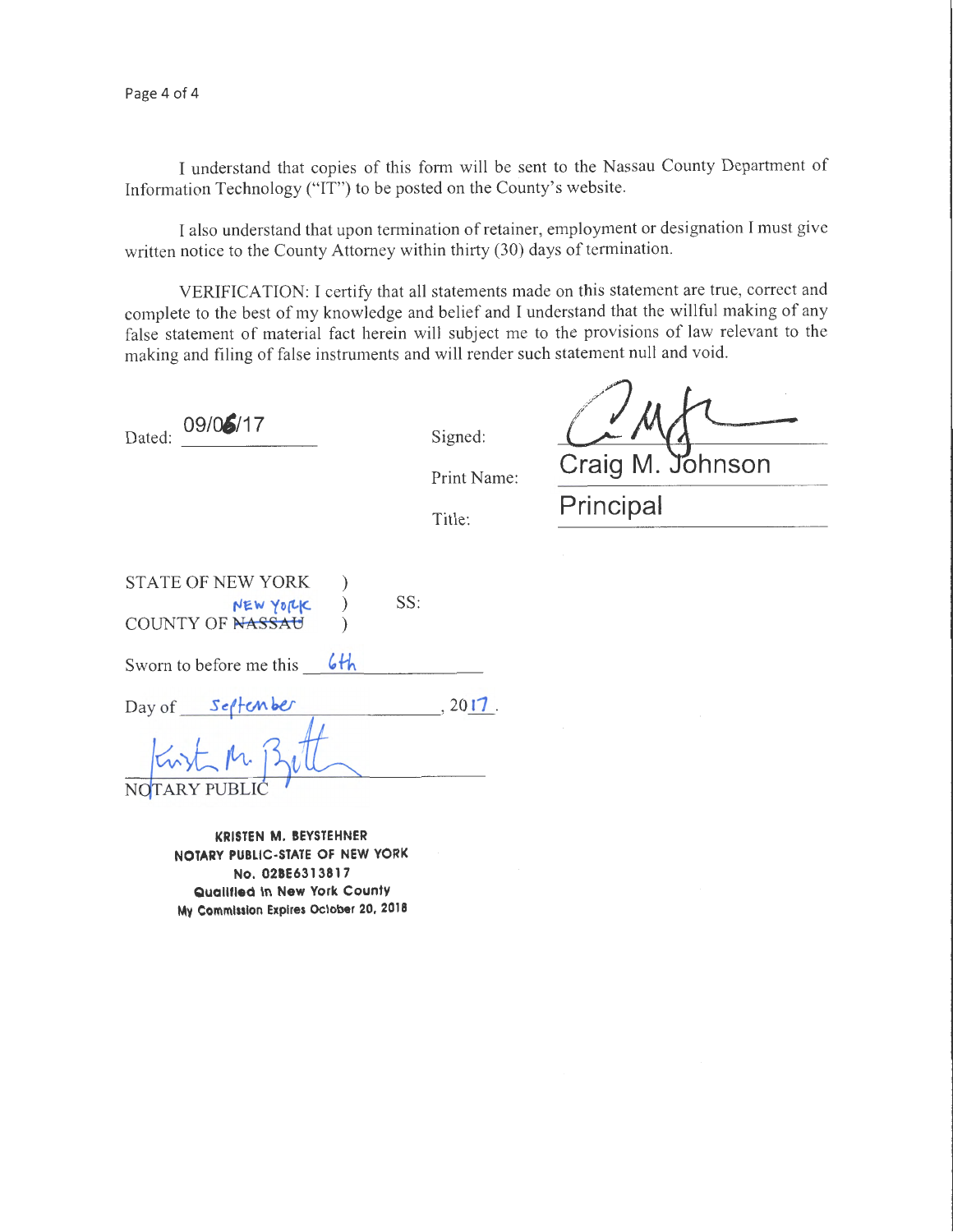I understand that copies of this form will be sent to the Nassau County Department of Information Technology ("IT") to be posted on the County's website.

I also understand that upon termination of retainer, employment or designation I must give written notice to the County Attorney within thirty (30) days of termination.

VERIFICATION: I certify that all statements made on this statement are true, correct and complete to the best of my knowledge and belief and I understand that the willful making of any false statement of material fact herein will subject me to the provisions of law relevant to the making and filing of false instruments and will render such statement null and void.

Dated: 09/06/17

Signed: 

Print Name: Craig M. Johnson

Title: Principal

STATE OF NEW YORK )
) SS:
COUNTY OF ~~NASSAU~~ NEW YORK )

Sworn to before me this 6th

Day of September, 2017.

NOTARY PUBLIC

**KRISTEN M. BEYSTEHNER**
**NOTARY PUBLIC-STATE OF NEW YORK**
**No. 02BE6313817**
**Qualified in New York County**
**My Commission Expires October 20, 2018**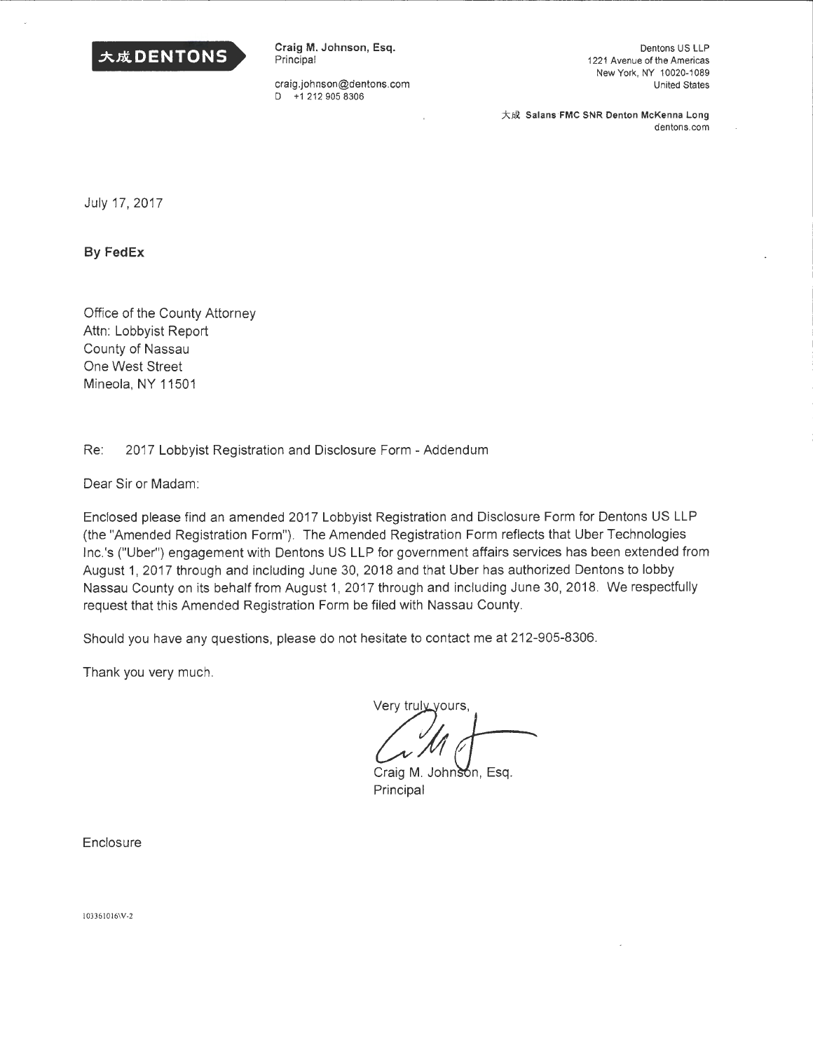大成 DENTONS

**Craig M. Johnson, Esq.**
Principal

craig.johnson@dentons.com
D +1 212 905 8306

Dentons US LLP
1221 Avenue of the Americas
New York, NY 10020-1089
United States

大成 **Salans FMC SNR Denton McKenna Long**
dentons.com

July 17, 2017

**By FedEx**

Office of the County Attorney
Attn: Lobbyist Report
County of Nassau
One West Street
Mineola, NY 11501

Re: 2017 Lobbyist Registration and Disclosure Form - Addendum

Dear Sir or Madam:

Enclosed please find an amended 2017 Lobbyist Registration and Disclosure Form for Dentons US LLP (the "Amended Registration Form"). The Amended Registration Form reflects that Uber Technologies Inc.'s ("Uber") engagement with Dentons US LLP for government affairs services has been extended from August 1, 2017 through and including June 30, 2018 and that Uber has authorized Dentons to lobby Nassau County on its behalf from August 1, 2017 through and including June 30, 2018. We respectfully request that this Amended Registration Form be filed with Nassau County.

Should you have any questions, please do not hesitate to contact me at 212-905-8306.

Thank you very much.

Very truly yours,

Craig M. Johnson, Esq.
Principal

Enclosure

103361016\V-2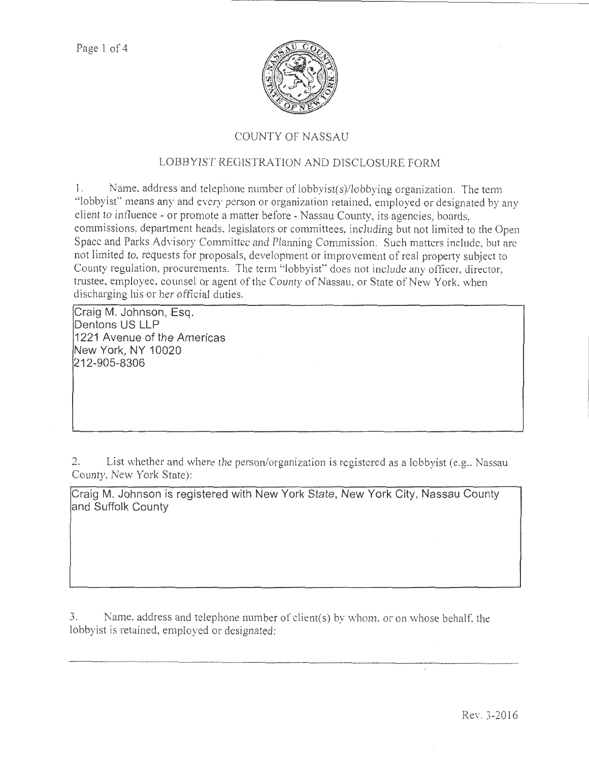# COUNTY OF NASSAU

## LOBBYIST REGISTRATION AND DISCLOSURE FORM

1. Name, address and telephone number of lobbyist(s)/lobbying organization. The term "lobbyist" means any and every person or organization retained, employed or designated by any client to influence - or promote a matter before - Nassau County, its agencies, boards, commissions, department heads, legislators or committees, including but not limited to the Open Space and Parks Advisory Committee and Planning Commission. Such matters include, but are not limited to, requests for proposals, development or improvement of real property subject to County regulation, procurements. The term "lobbyist" does not include any officer, director, trustee, employee, counsel or agent of the County of Nassau, or State of New York, when discharging his or her official duties.

Craig M. Johnson, Esq.
Dentons US LLP
1221 Avenue of the Americas
New York, NY 10020
212-905-8306

2. List whether and where the person/organization is registered as a lobbyist (e.g., Nassau County, New York State):

Craig M. Johnson is registered with New York State, New York City, Nassau County and Suffolk County

3. Name, address and telephone number of client(s) by whom, or on whose behalf, the lobbyist is retained, employed or designated:

Rev. 3-2016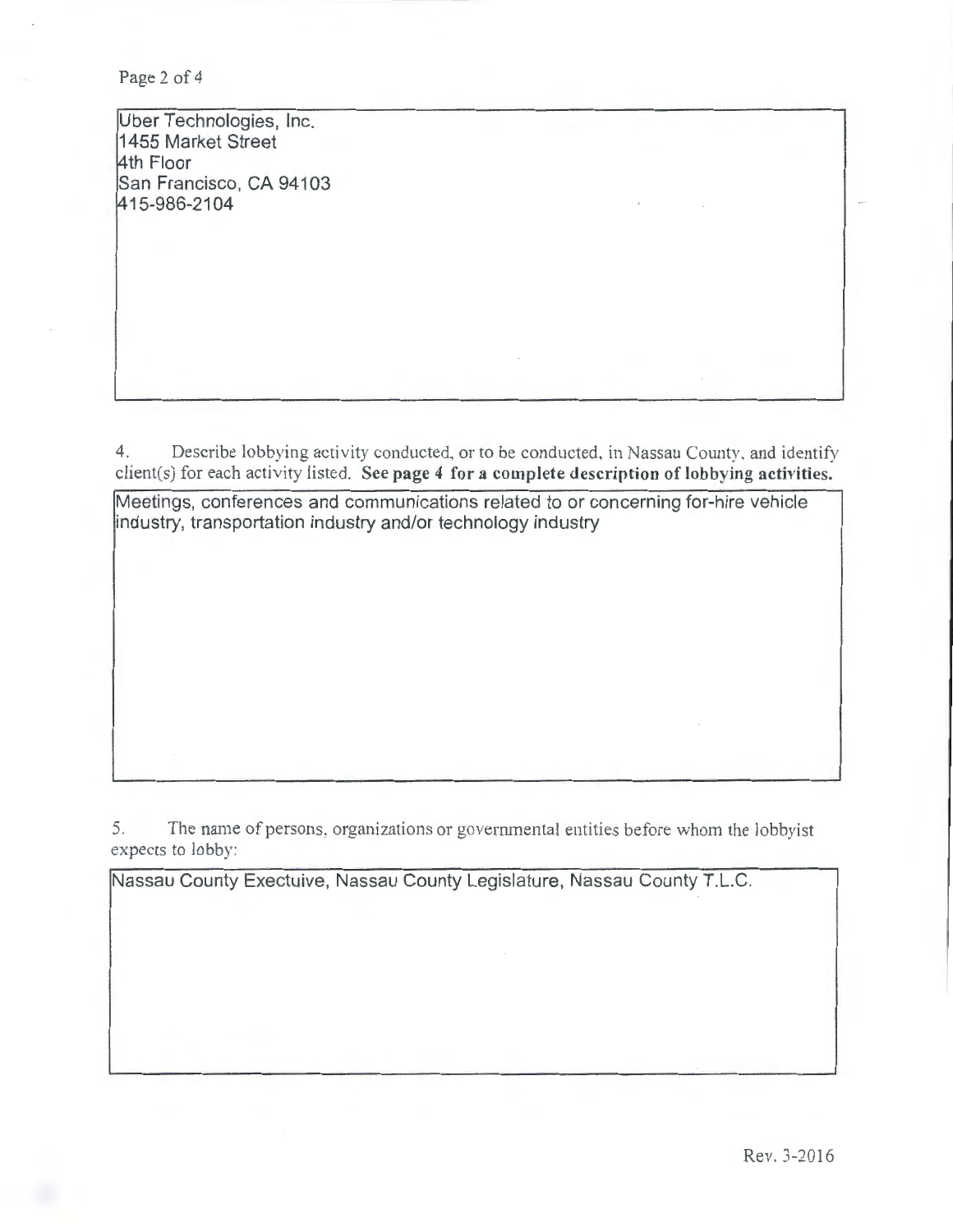Uber Technologies, Inc.
1455 Market Street
4th Floor
San Francisco, CA 94103
415-986-2104

4. Describe lobbying activity conducted, or to be conducted, in Nassau County, and identify client(s) for each activity listed. **See page 4 for a complete description of lobbying activities.**

Meetings, conferences and communications related to or concerning for-hire vehicle industry, transportation industry and/or technology industry

5. The name of persons, organizations or governmental entities before whom the lobbyist expects to lobby:

Nassau County Exectuive, Nassau County Legislature, Nassau County T.L.C.

Rev. 3-2016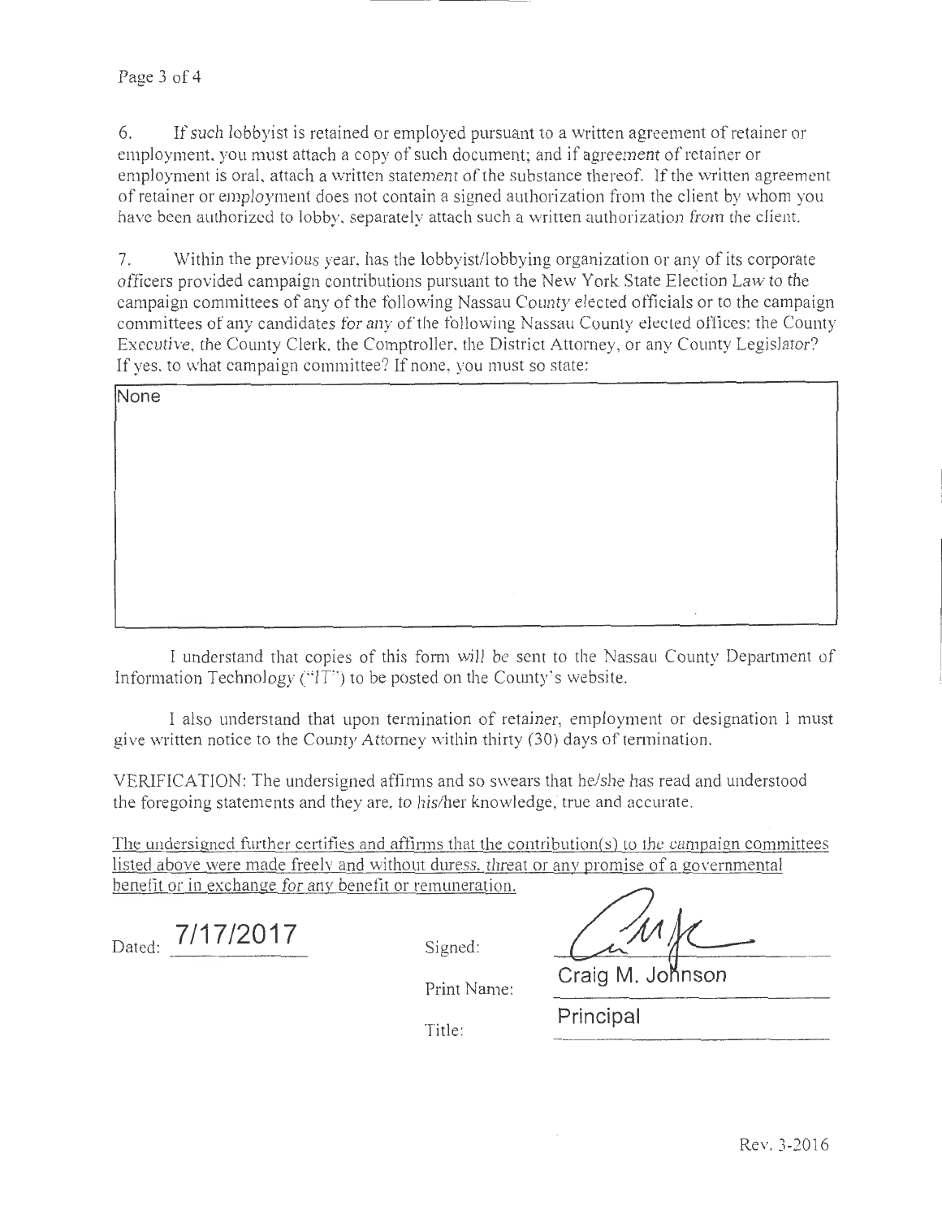6. If such lobbyist is retained or employed pursuant to a written agreement of retainer or employment, you must attach a copy of such document; and if agreement of retainer or employment is oral, attach a written statement of the substance thereof. If the written agreement of retainer or employment does not contain a signed authorization from the client by whom you have been authorized to lobby, separately attach such a written authorization from the client.

7. Within the previous year, has the lobbyist/lobbying organization or any of its corporate officers provided campaign contributions pursuant to the New York State Election Law to the campaign committees of any of the following Nassau County elected officials or to the campaign committees of any candidates for any of the following Nassau County elected offices: the County Executive, the County Clerk, the Comptroller, the District Attorney, or any County Legislator? If yes, to what campaign committee? If none, you must so state:

None

I understand that copies of this form will be sent to the Nassau County Department of Information Technology ("IT") to be posted on the County's website.

I also understand that upon termination of retainer, employment or designation I must give written notice to the County Attorney within thirty (30) days of termination.

VERIFICATION: The undersigned affirms and so swears that he/she has read and understood the foregoing statements and they are, to his/her knowledge, true and accurate.

The undersigned further certifies and affirms that the contribution(s) to the campaign committees listed above were made freely and without duress, threat or any promise of a governmental benefit or in exchange for any benefit or remuneration.

Dated: 7/17/2017

Signed:

Print Name: Craig M. Johnson

Title: Principal

Rev. 3-2016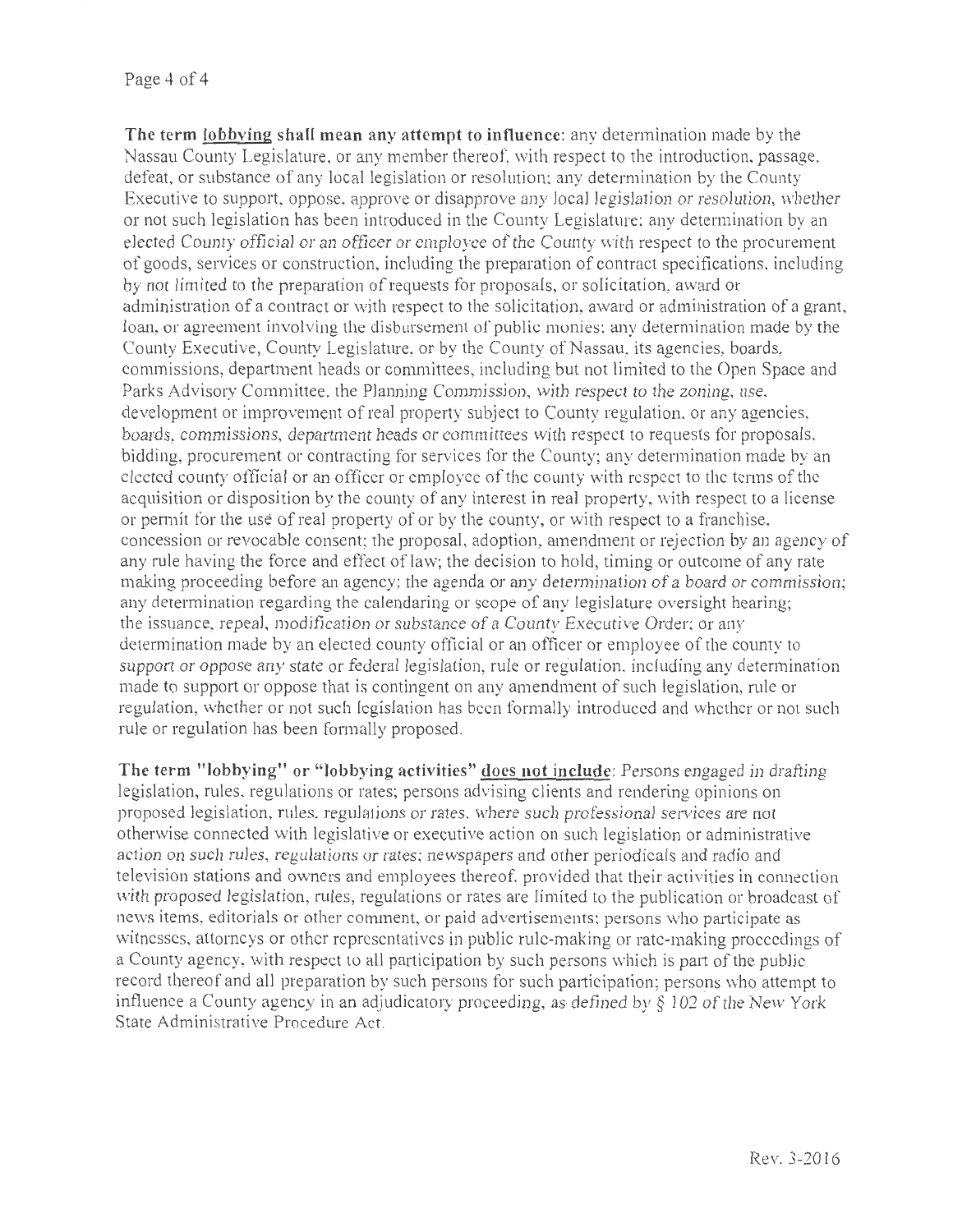**The term <u>lobbying</u> shall mean any attempt to influence**: any determination made by the Nassau County Legislature, or any member thereof, with respect to the introduction, passage, defeat, or substance of any local legislation or resolution; any determination by the County Executive to support, oppose, approve or disapprove any local legislation or resolution, whether or not such legislation has been introduced in the County Legislature; any determination by an elected County official or an officer or employee of the County with respect to the procurement of goods, services or construction, including the preparation of contract specifications, including by not limited to the preparation of requests for proposals, or solicitation, award or administration of a contract or with respect to the solicitation, award or administration of a grant, loan, or agreement involving the disbursement of public monies; any determination made by the County Executive, County Legislature, or by the County of Nassau, its agencies, boards, commissions, department heads or committees, including but not limited to the Open Space and Parks Advisory Committee, the Planning Commission, with respect to the zoning, use, development or improvement of real property subject to County regulation, or any agencies, boards, commissions, department heads or committees with respect to requests for proposals, bidding, procurement or contracting for services for the County; any determination made by an elected county official or an officer or employee of the county with respect to the terms of the acquisition or disposition by the county of any interest in real property, with respect to a license or permit for the use of real property of or by the county, or with respect to a franchise, concession or revocable consent; the proposal, adoption, amendment or rejection by an agency of any rule having the force and effect of law; the decision to hold, timing or outcome of any rate making proceeding before an agency; the agenda or any determination of a board or commission; any determination regarding the calendaring or scope of any legislature oversight hearing; the issuance, repeal, modification or substance of a County Executive Order; or any determination made by an elected county official or an officer or employee of the county to support or oppose any state or federal legislation, rule or regulation, including any determination made to support or oppose that is contingent on any amendment of such legislation, rule or regulation, whether or not such legislation has been formally introduced and whether or not such rule or regulation has been formally proposed.

**The term "lobbying" or "lobbying activities" <u>does not include</u>**: Persons engaged in drafting legislation, rules, regulations or rates; persons advising clients and rendering opinions on proposed legislation, rules, regulations or rates, where such professional services are not otherwise connected with legislative or executive action on such legislation or administrative action on such rules, regulations or rates; newspapers and other periodicals and radio and television stations and owners and employees thereof, provided that their activities in connection with proposed legislation, rules, regulations or rates are limited to the publication or broadcast of news items, editorials or other comment, or paid advertisements; persons who participate as witnesses, attorneys or other representatives in public rule-making or rate-making proceedings of a County agency, with respect to all participation by such persons which is part of the public record thereof and all preparation by such persons for such participation; persons who attempt to influence a County agency in an adjudicatory proceeding, as defined by § 102 of the New York State Administrative Procedure Act.

Rev. 3-2016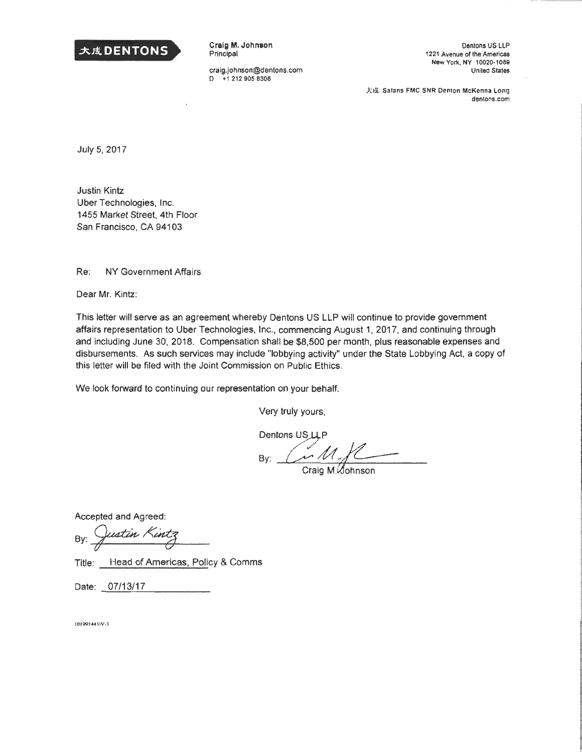大成 DENTONS

**Craig M. Johnson**
Principal

craig.johnson@dentons.com
D +1 212 905 8306

Dentons US LLP
1221 Avenue of the Americas
New York, NY 10020-1089
United States

大成 Salans FMC SNR Denton McKenna Long
dentons.com

July 5, 2017

Justin Kintz
Uber Technologies, Inc.
1455 Market Street, 4th Floor
San Francisco, CA 94103

Re: NY Government Affairs

Dear Mr. Kintz:

This letter will serve as an agreement whereby Dentons US LLP will continue to provide government affairs representation to Uber Technologies, Inc., commencing August 1, 2017, and continuing through and including June 30, 2018. Compensation shall be $8,500 per month, plus reasonable expenses and disbursements. As such services may include "lobbying activity" under the State Lobbying Act, a copy of this letter will be filed with the Joint Commission on Public Ethics.

We look forward to continuing our representation on your behalf.

Very truly yours,

Dentons US LLP

By: [signature]
Craig M. Johnson

Accepted and Agreed:

By: [signature: Justin Kintz]

Title: Head of Americas, Policy & Comms

Date: 07/13/17

101991445\V-3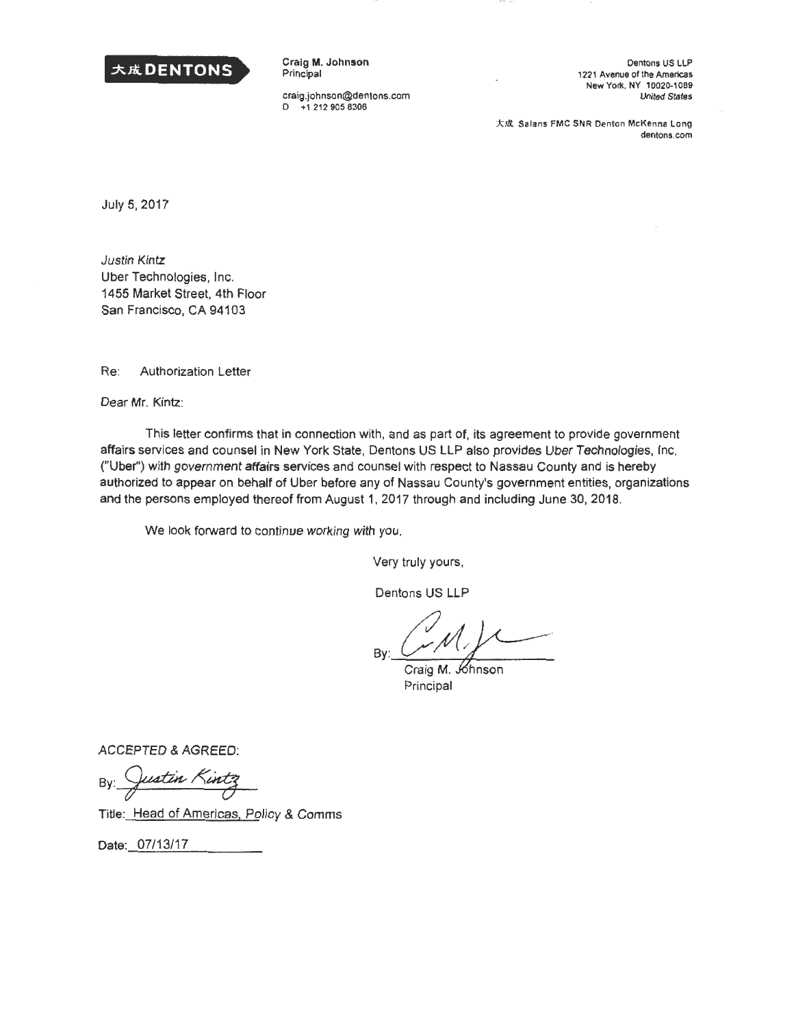大成 DENTONS

**Craig M. Johnson**
Principal

craig.johnson@dentons.com
D +1 212 905 8306

Dentons US LLP
1221 Avenue of the Americas
New York, NY 10020-1089
*United States*

大成 Salans FMC SNR Denton McKenna Long
dentons.com

July 5, 2017

*Justin Kintz*
Uber Technologies, Inc.
1455 Market Street, 4th Floor
San Francisco, CA 94103

Re: Authorization Letter

Dear Mr. Kintz:

This letter confirms that in connection with, and as part of, its agreement to provide government affairs services and counsel in New York State, Dentons US LLP also provides Uber Technologies, Inc. ("Uber") with government affairs services and counsel with respect to Nassau County and is hereby authorized to appear on behalf of Uber before any of Nassau County's government entities, organizations and the persons employed thereof from August 1, 2017 through and including June 30, 2018.

We look forward to continue working with you.

Very truly yours,

Dentons US LLP

By: [signature]
Craig M. Johnson
Principal

ACCEPTED & AGREED:

By: Justin Kintz

Title: Head of Americas, Policy & Comms

Date: 07/13/17